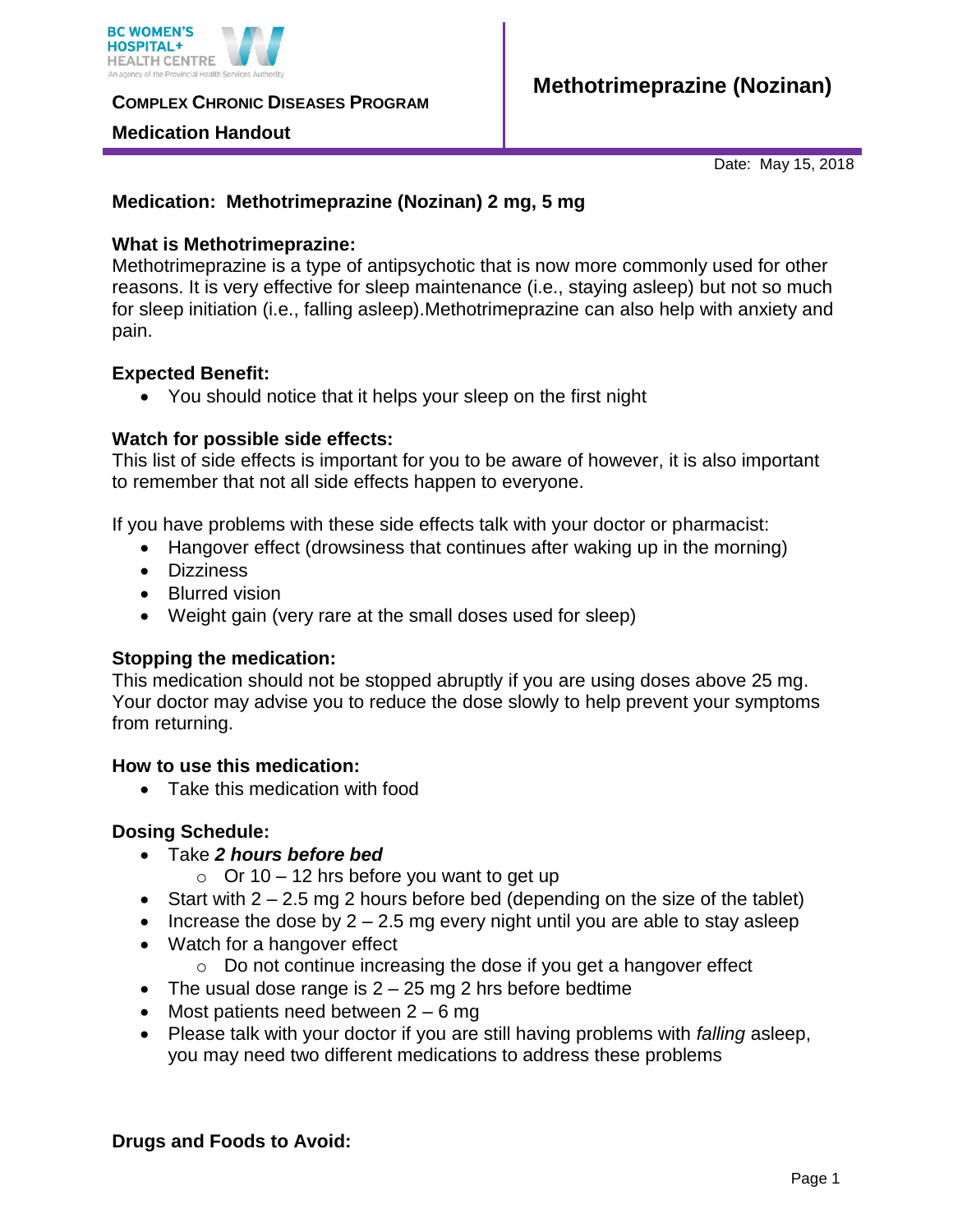BC WOMEN'S HOSPITAL+ HEALTH CENTRE
An agency of the Provincial Health Services Authority

**COMPLEX CHRONIC DISEASES PROGRAM**

**Medication Handout**

# Methotrimeprazine (Nozinan)

Date: May 15, 2018

**Medication: Methotrimeprazine (Nozinan) 2 mg, 5 mg**

**What is Methotrimeprazine:**
Methotrimeprazine is a type of antipsychotic that is now more commonly used for other reasons. It is very effective for sleep maintenance (i.e., staying asleep) but not so much for sleep initiation (i.e., falling asleep).Methotrimeprazine can also help with anxiety and pain.

**Expected Benefit:**

- You should notice that it helps your sleep on the first night

**Watch for possible side effects:**
This list of side effects is important for you to be aware of however, it is also important to remember that not all side effects happen to everyone.

If you have problems with these side effects talk with your doctor or pharmacist:

- Hangover effect (drowsiness that continues after waking up in the morning)
- Dizziness
- Blurred vision
- Weight gain (very rare at the small doses used for sleep)

**Stopping the medication:**
This medication should not be stopped abruptly if you are using doses above 25 mg. Your doctor may advise you to reduce the dose slowly to help prevent your symptoms from returning.

**How to use this medication:**

- Take this medication with food

**Dosing Schedule:**

- Take ***2 hours before bed***
  - Or 10 – 12 hrs before you want to get up
- Start with 2 – 2.5 mg 2 hours before bed (depending on the size of the tablet)
- Increase the dose by 2 – 2.5 mg every night until you are able to stay asleep
- Watch for a hangover effect
  - Do not continue increasing the dose if you get a hangover effect
- The usual dose range is 2 – 25 mg 2 hrs before bedtime
- Most patients need between 2 – 6 mg
- Please talk with your doctor if you are still having problems with *falling* asleep, you may need two different medications to address these problems

**Drugs and Foods to Avoid:**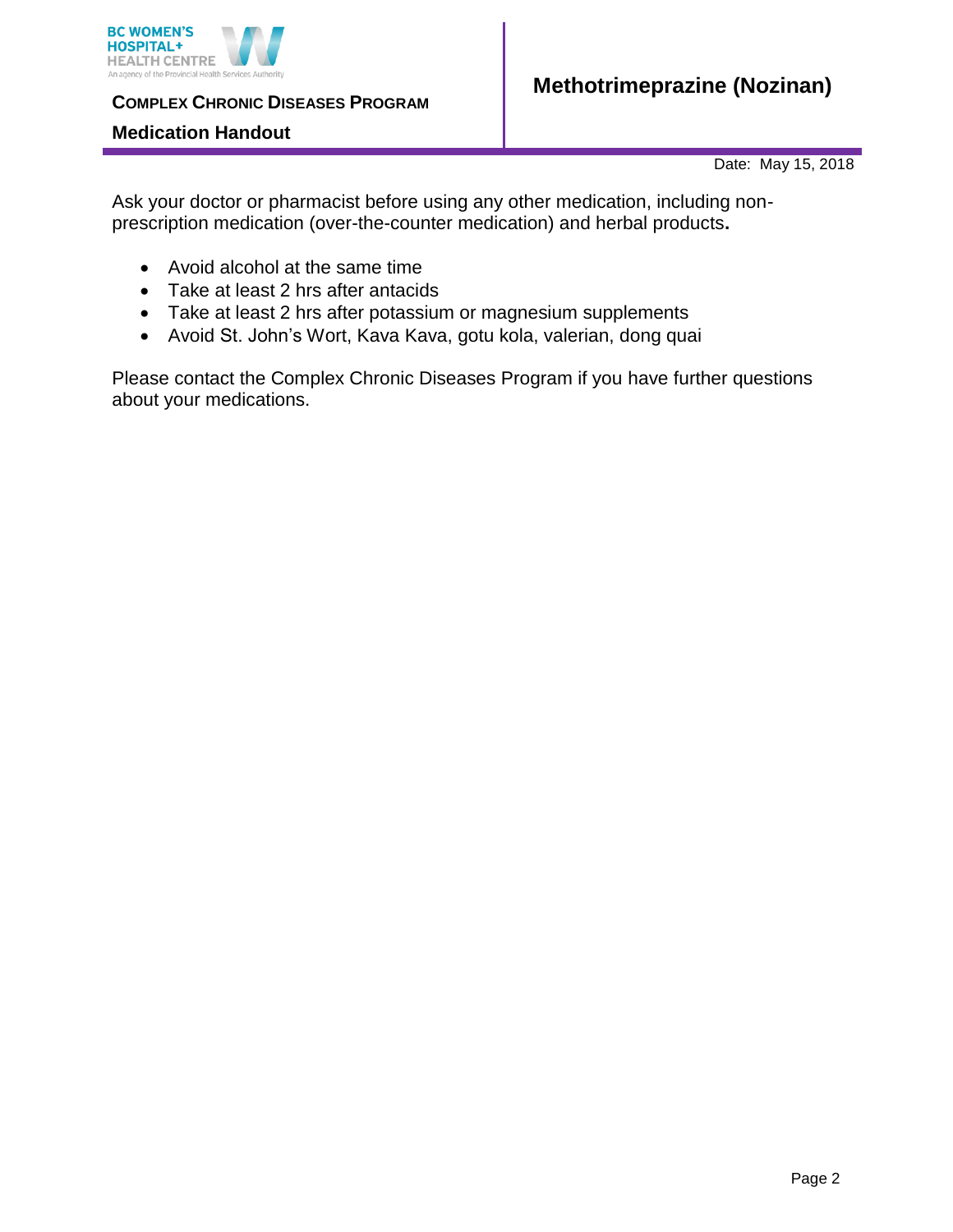Ask your doctor or pharmacist before using any other medication, including non-prescription medication (over-the-counter medication) and herbal products**.**

- Avoid alcohol at the same time
- Take at least 2 hrs after antacids
- Take at least 2 hrs after potassium or magnesium supplements
- Avoid St. John's Wort, Kava Kava, gotu kola, valerian, dong quai

Please contact the Complex Chronic Diseases Program if you have further questions about your medications.